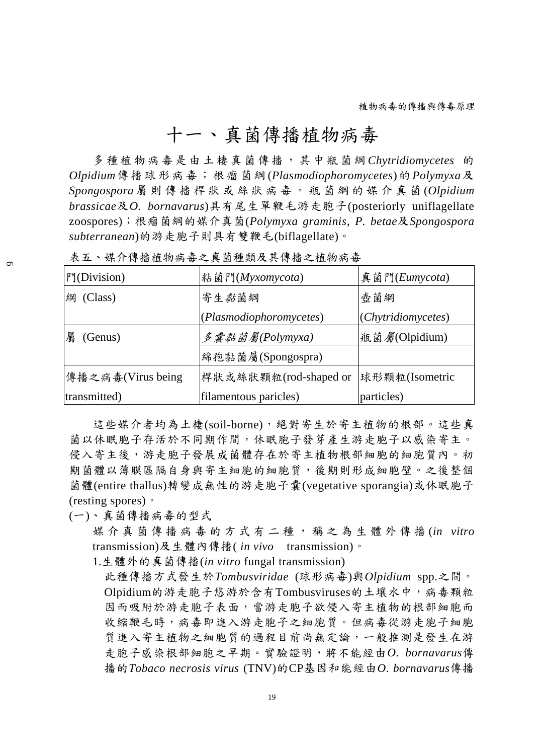# 十一、真菌傳播植物病毒

多種植物病毒是由土棲真菌傳播，其中瓶菌綱*Chytridiomycetes* 的 *Olpidium*傳播球形病毒；根瘤菌綱(*Plasmodiophoromycetes*)的*Polymyxa*及 *Spongospora*屬則傳播桿狀或絲狀病毒。瓶菌綱的媒介真菌(*Olpidium brassicae*及*O. bornavarus*)具有尾生單鞭毛游走胞子(posteriorly uniflagellate zoospores)；根瘤菌綱的媒介真菌(*Polymyxa graminis, P. betae*及*Spongospora subterranean*)的游走胞子則具有雙鞭毛(biflagellate)。

表五、媒介傳播植物病毒之真菌種類及其傳播之植物病毒

| 門(Division) | 粘菌門(*Myxomycota*) | 真菌門(*Eumycota*) |
|---|---|---|
| 綱 (Class) | 寄生黏菌綱 (*Plasmodiophoromycetes*) | 壺菌綱 (*Chytridiomycetes*) |
| 屬 (Genus) | *多囊黏菌屬(Polymyxa)* | 瓶菌屬(Olpidium) |
| | 綿孢黏菌屬(Spongospra) | |
| 傳播之病毒(Virus being transmitted) | 桿狀或絲狀顆粒(rod-shaped or filamentous paricles) | 球形顆粒(Isometric particles) |

這些媒介者均為土棲(soil-borne)，絕對寄生於寄主植物的根部。這些真菌以休眠胞子存活於不同期作間，休眠胞子發芽產生游走胞子以感染寄主。侵入寄主後，游走胞子發展成菌體存在於寄主植物根部細胞的細胞質內。初期菌體以薄膜區隔自身與寄主細胞的細胞質，後期則形成細胞壁。之後整個菌體(entire thallus)轉變成無性的游走胞子囊(vegetative sporangia)或休眠胞子(resting spores)。

(一)、真菌傳播病毒的型式

媒介真菌傳播病毒的方式有二種，稱之為生體外傳播(*in vitro* transmission)及生體內傳播( *in vivo* transmission)。

1.生體外的真菌傳播(*in vitro* fungal transmission)

此種傳播方式發生於*Tombusviridae* (球形病毒)與*Olpidium* spp.之間。Olpidium的游走胞子悠游於含有Tombusviruses的土壤水中，病毒顆粒因而吸附於游走胞子表面，當游走胞子欲侵入寄主植物的根部細胞而收縮鞭毛時，病毒即進入游走胞子之細胞質。但病毒從游走胞子細胞質進入寄主植物之細胞質的過程目前尚無定論，一般推測是發生在游走胞子感染根部細胞之早期。實驗證明，將不能經由*O. bornavarus*傳播的*Tobaco necrosis virus* (TNV)的CP基因和能經由*O. bornavarus*傳播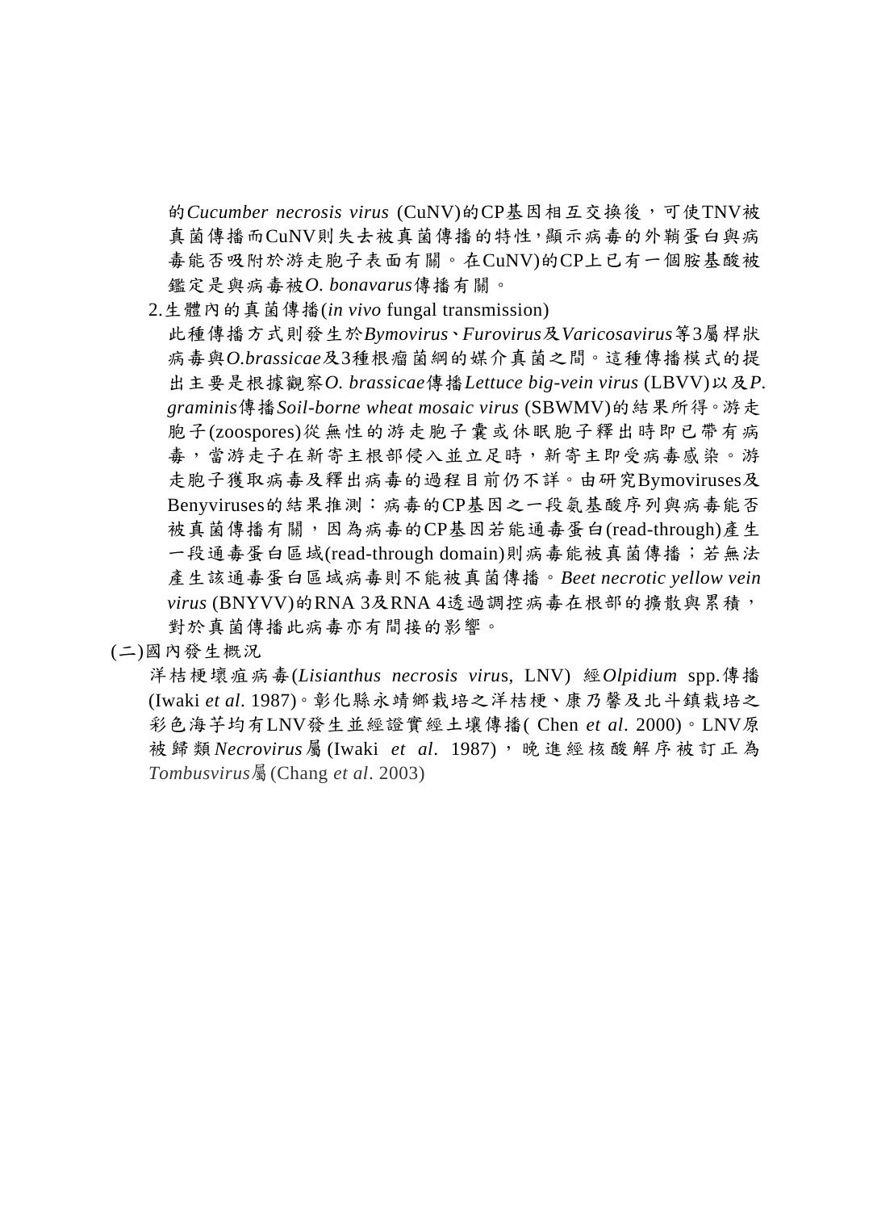的*Cucumber necrosis virus* (CuNV)的CP基因相互交換後，可使TNV被真菌傳播而CuNV則失去被真菌傳播的特性，顯示病毒的外鞘蛋白與病毒能否吸附於游走胞子表面有關。在CuNV)的CP上已有一個胺基酸被鑑定是與病毒被*O. bonavarus*傳播有關。

2.生體內的真菌傳播(*in vivo* fungal transmission)

此種傳播方式則發生於*Bymovirus*、*Furovirus*及*Varicosavirus*等3屬桿狀病毒與*O.brassicae*及3種根瘤菌綱的媒介真菌之間。這種傳播模式的提出主要是根據觀察*O. brassicae*傳播*Lettuce big-vein virus* (LBVV)以及*P. graminis*傳播*Soil-borne wheat mosaic virus* (SBWMV)的結果所得。游走胞子(zoospores)從無性的游走胞子囊或休眠胞子釋出時即已帶有病毒，當游走子在新寄主根部侵入並立足時，新寄主即受病毒感染。游走胞子獲取病毒及釋出病毒的過程目前仍不詳。由研究Bymoviruses及Benyviruses的結果推測：病毒的CP基因之一段氨基酸序列與病毒能否被真菌傳播有關，因為病毒的CP基因若能通毒蛋白(read-through)產生一段通毒蛋白區域(read-through domain)則病毒能被真菌傳播；若無法產生該通毒蛋白區域病毒則不能被真菌傳播。*Beet necrotic yellow vein virus* (BNYVV)的RNA 3及RNA 4透過調控病毒在根部的擴散與累積，對於真菌傳播此病毒亦有間接的影響。

(二)國內發生概況

洋桔梗壞疽病毒(*Lisianthus necrosis virus*, LNV) 經*Olpidium* spp.傳播(Iwaki *et al*. 1987)。彰化縣永靖鄉栽培之洋桔梗、康乃馨及北斗鎮栽培之彩色海芋均有LNV發生並經證實經土壤傳播( Chen *et al*. 2000)。LNV原被歸類*Necrovirus*屬(Iwaki *et al*. 1987)，晚進經核酸解序被訂正為*Tombusvirus*屬(Chang *et al*. 2003)